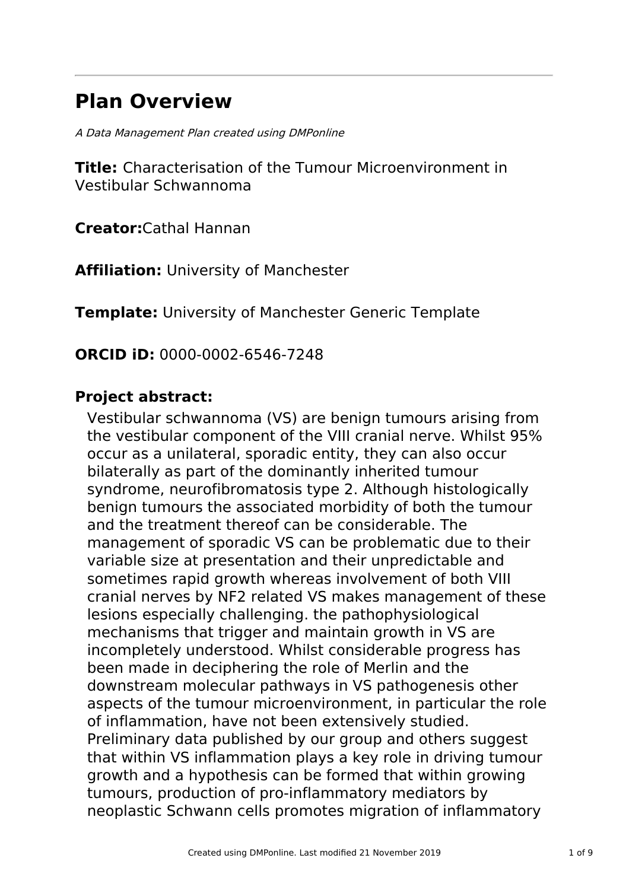# Plan Overview

*A Data Management Plan created using DMPonline*

**Title:** Characterisation of the Tumour Microenvironment in Vestibular Schwannoma

**Creator:**Cathal Hannan

**Affiliation:** University of Manchester

**Template:** University of Manchester Generic Template

**ORCID iD:** 0000-0002-6546-7248

## Project abstract:

Vestibular schwannoma (VS) are benign tumours arising from the vestibular component of the VIII cranial nerve. Whilst 95% occur as a unilateral, sporadic entity, they can also occur bilaterally as part of the dominantly inherited tumour syndrome, neurofibromatosis type 2. Although histologically benign tumours the associated morbidity of both the tumour and the treatment thereof can be considerable. The management of sporadic VS can be problematic due to their variable size at presentation and their unpredictable and sometimes rapid growth whereas involvement of both VIII cranial nerves by NF2 related VS makes management of these lesions especially challenging. the pathophysiological mechanisms that trigger and maintain growth in VS are incompletely understood. Whilst considerable progress has been made in deciphering the role of Merlin and the downstream molecular pathways in VS pathogenesis other aspects of the tumour microenvironment, in particular the role of inflammation, have not been extensively studied. Preliminary data published by our group and others suggest that within VS inflammation plays a key role in driving tumour growth and a hypothesis can be formed that within growing tumours, production of pro-inflammatory mediators by neoplastic Schwann cells promotes migration of inflammatory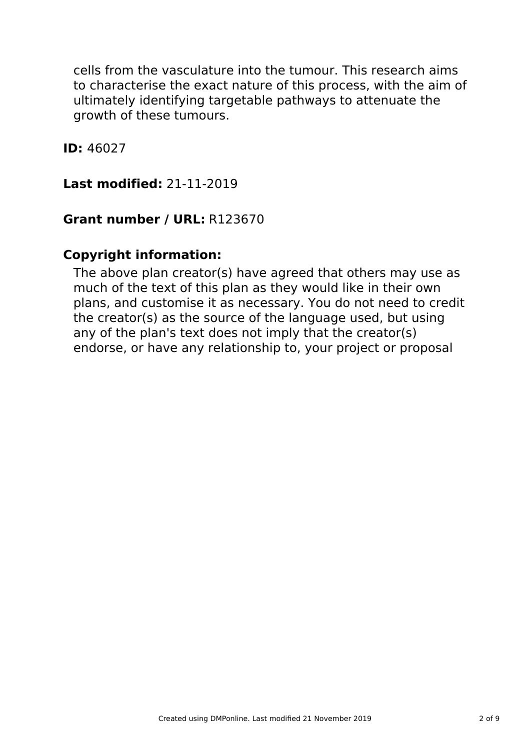cells from the vasculature into the tumour. This research aims to characterise the exact nature of this process, with the aim of ultimately identifying targetable pathways to attenuate the growth of these tumours.

**ID:** 46027

**Last modified:** 21-11-2019

**Grant number / URL:** R123670

**Copyright information:**

The above plan creator(s) have agreed that others may use as much of the text of this plan as they would like in their own plans, and customise it as necessary. You do not need to credit the creator(s) as the source of the language used, but using any of the plan's text does not imply that the creator(s) endorse, or have any relationship to, your project or proposal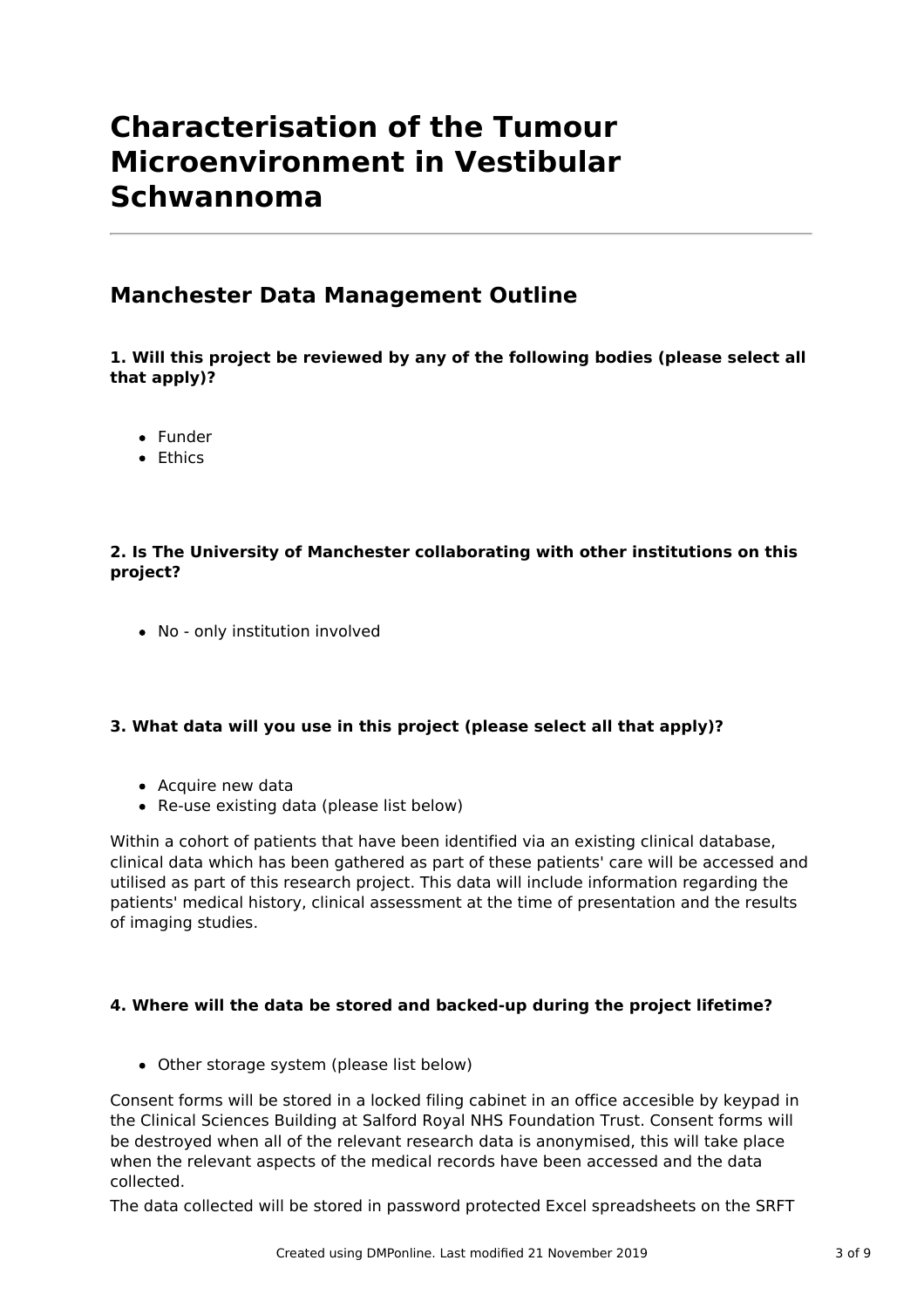# Characterisation of the Tumour Microenvironment in Vestibular Schwannoma

## Manchester Data Management Outline

**1. Will this project be reviewed by any of the following bodies (please select all that apply)?**

- Funder
- Ethics

**2. Is The University of Manchester collaborating with other institutions on this project?**

- No - only institution involved

**3. What data will you use in this project (please select all that apply)?**

- Acquire new data
- Re-use existing data (please list below)

Within a cohort of patients that have been identified via an existing clinical database, clinical data which has been gathered as part of these patients' care will be accessed and utilised as part of this research project. This data will include information regarding the patients' medical history, clinical assessment at the time of presentation and the results of imaging studies.

**4. Where will the data be stored and backed-up during the project lifetime?**

- Other storage system (please list below)

Consent forms will be stored in a locked filing cabinet in an office accesible by keypad in the Clinical Sciences Building at Salford Royal NHS Foundation Trust. Consent forms will be destroyed when all of the relevant research data is anonymised, this will take place when the relevant aspects of the medical records have been accessed and the data collected.

The data collected will be stored in password protected Excel spreadsheets on the SRFT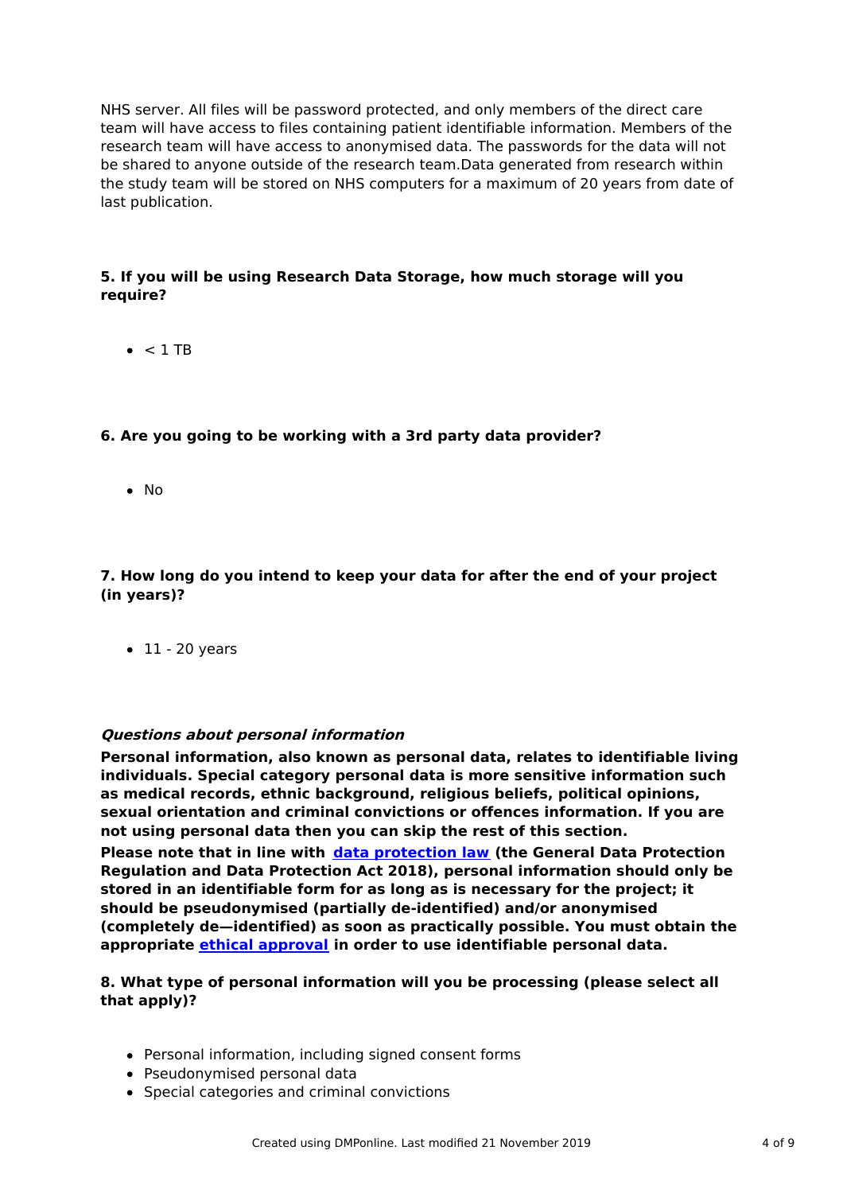NHS server. All files will be password protected, and only members of the direct care team will have access to files containing patient identifiable information. Members of the research team will have access to anonymised data. The passwords for the data will not be shared to anyone outside of the research team.Data generated from research within the study team will be stored on NHS computers for a maximum of 20 years from date of last publication.

**5. If you will be using Research Data Storage, how much storage will you require?**

- < 1 TB

**6. Are you going to be working with a 3rd party data provider?**

- No

**7. How long do you intend to keep your data for after the end of your project (in years)?**

- 11 - 20 years

***Questions about personal information***

**Personal information, also known as personal data, relates to identifiable living individuals. Special category personal data is more sensitive information such as medical records, ethnic background, religious beliefs, political opinions, sexual orientation and criminal convictions or offences information. If you are not using personal data then you can skip the rest of this section.**

**Please note that in line with [data protection law](data protection law) (the General Data Protection Regulation and Data Protection Act 2018), personal information should only be stored in an identifiable form for as long as is necessary for the project; it should be pseudonymised (partially de-identified) and/or anonymised (completely de—identified) as soon as practically possible. You must obtain the appropriate [ethical approval](ethical approval) in order to use identifiable personal data.**

**8. What type of personal information will you be processing (please select all that apply)?**

- Personal information, including signed consent forms
- Pseudonymised personal data
- Special categories and criminal convictions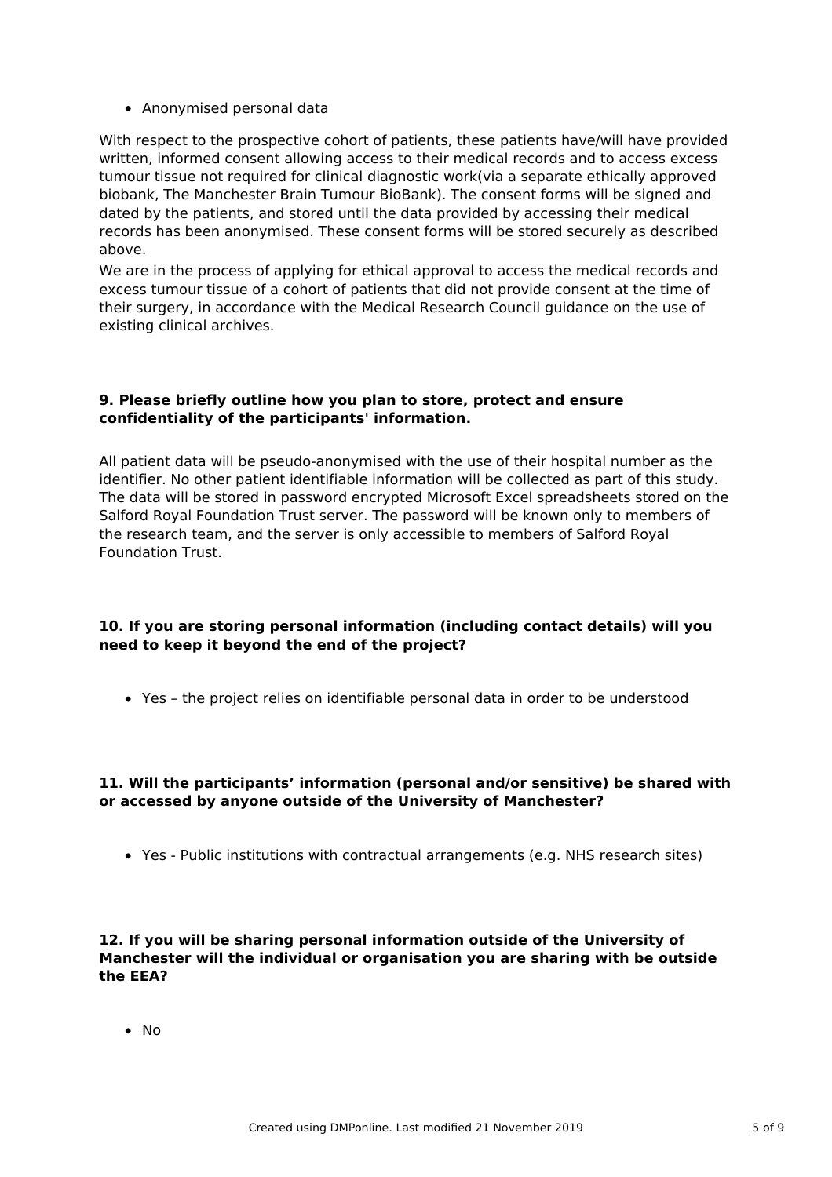- Anonymised personal data

With respect to the prospective cohort of patients, these patients have/will have provided written, informed consent allowing access to their medical records and to access excess tumour tissue not required for clinical diagnostic work(via a separate ethically approved biobank, The Manchester Brain Tumour BioBank). The consent forms will be signed and dated by the patients, and stored until the data provided by accessing their medical records has been anonymised. These consent forms will be stored securely as described above.

We are in the process of applying for ethical approval to access the medical records and excess tumour tissue of a cohort of patients that did not provide consent at the time of their surgery, in accordance with the Medical Research Council guidance on the use of existing clinical archives.

**9. Please briefly outline how you plan to store, protect and ensure confidentiality of the participants' information.**

All patient data will be pseudo-anonymised with the use of their hospital number as the identifier. No other patient identifiable information will be collected as part of this study. The data will be stored in password encrypted Microsoft Excel spreadsheets stored on the Salford Royal Foundation Trust server. The password will be known only to members of the research team, and the server is only accessible to members of Salford Royal Foundation Trust.

**10. If you are storing personal information (including contact details) will you need to keep it beyond the end of the project?**

- Yes – the project relies on identifiable personal data in order to be understood

**11. Will the participants' information (personal and/or sensitive) be shared with or accessed by anyone outside of the University of Manchester?**

- Yes - Public institutions with contractual arrangements (e.g. NHS research sites)

**12. If you will be sharing personal information outside of the University of Manchester will the individual or organisation you are sharing with be outside the EEA?**

- No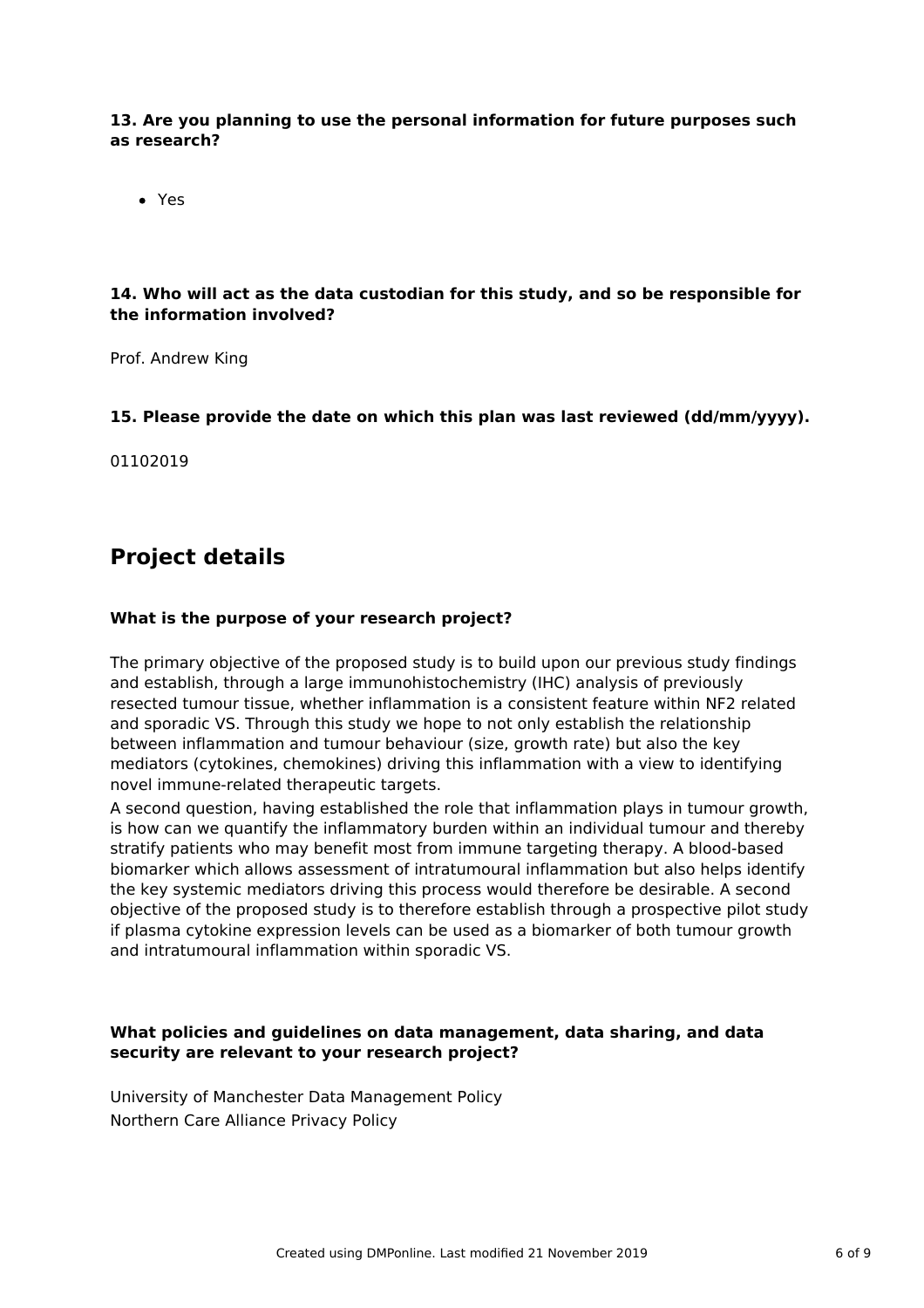**13. Are you planning to use the personal information for future purposes such as research?**

- Yes

**14. Who will act as the data custodian for this study, and so be responsible for the information involved?**

Prof. Andrew King

**15. Please provide the date on which this plan was last reviewed (dd/mm/yyyy).**

01102019

## Project details

**What is the purpose of your research project?**

The primary objective of the proposed study is to build upon our previous study findings and establish, through a large immunohistochemistry (IHC) analysis of previously resected tumour tissue, whether inflammation is a consistent feature within NF2 related and sporadic VS. Through this study we hope to not only establish the relationship between inflammation and tumour behaviour (size, growth rate) but also the key mediators (cytokines, chemokines) driving this inflammation with a view to identifying novel immune-related therapeutic targets.

A second question, having established the role that inflammation plays in tumour growth, is how can we quantify the inflammatory burden within an individual tumour and thereby stratify patients who may benefit most from immune targeting therapy. A blood-based biomarker which allows assessment of intratumoural inflammation but also helps identify the key systemic mediators driving this process would therefore be desirable. A second objective of the proposed study is to therefore establish through a prospective pilot study if plasma cytokine expression levels can be used as a biomarker of both tumour growth and intratumoural inflammation within sporadic VS.

**What policies and guidelines on data management, data sharing, and data security are relevant to your research project?**

University of Manchester Data Management Policy
Northern Care Alliance Privacy Policy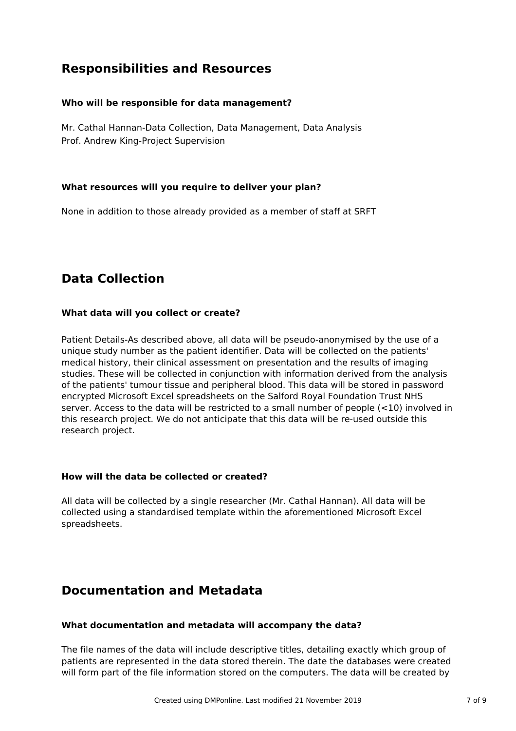## Responsibilities and Resources

### Who will be responsible for data management?

Mr. Cathal Hannan-Data Collection, Data Management, Data Analysis
Prof. Andrew King-Project Supervision

### What resources will you require to deliver your plan?

None in addition to those already provided as a member of staff at SRFT

## Data Collection

### What data will you collect or create?

Patient Details-As described above, all data will be pseudo-anonymised by the use of a unique study number as the patient identifier. Data will be collected on the patients' medical history, their clinical assessment on presentation and the results of imaging studies. These will be collected in conjunction with information derived from the analysis of the patients' tumour tissue and peripheral blood. This data will be stored in password encrypted Microsoft Excel spreadsheets on the Salford Royal Foundation Trust NHS server. Access to the data will be restricted to a small number of people (<10) involved in this research project. We do not anticipate that this data will be re-used outside this research project.

### How will the data be collected or created?

All data will be collected by a single researcher (Mr. Cathal Hannan). All data will be collected using a standardised template within the aforementioned Microsoft Excel spreadsheets.

## Documentation and Metadata

### What documentation and metadata will accompany the data?

The file names of the data will include descriptive titles, detailing exactly which group of patients are represented in the data stored therein. The date the databases were created will form part of the file information stored on the computers. The data will be created by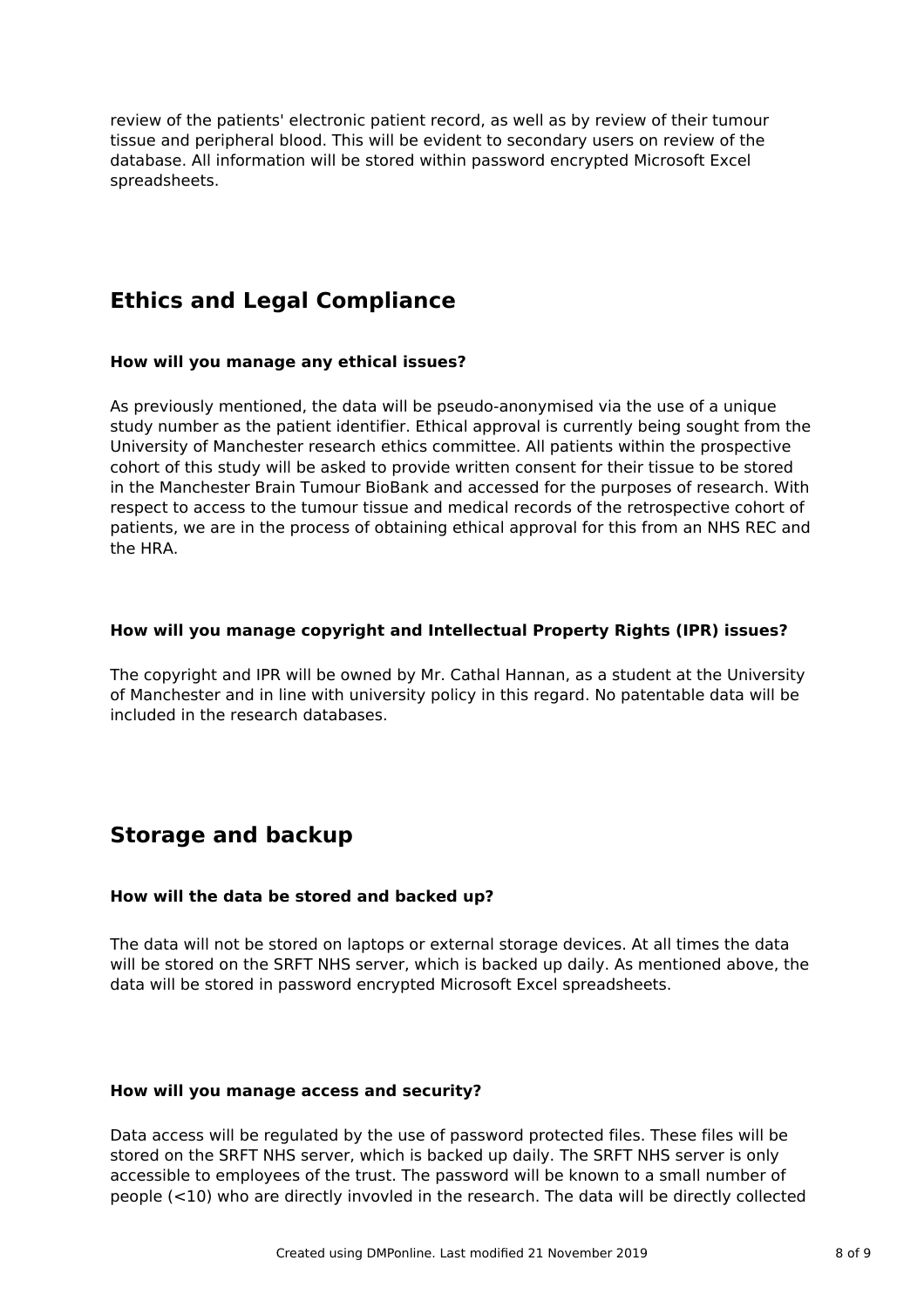review of the patients' electronic patient record, as well as by review of their tumour tissue and peripheral blood. This will be evident to secondary users on review of the database. All information will be stored within password encrypted Microsoft Excel spreadsheets.

## Ethics and Legal Compliance

### How will you manage any ethical issues?

As previously mentioned, the data will be pseudo-anonymised via the use of a unique study number as the patient identifier. Ethical approval is currently being sought from the University of Manchester research ethics committee. All patients within the prospective cohort of this study will be asked to provide written consent for their tissue to be stored in the Manchester Brain Tumour BioBank and accessed for the purposes of research. With respect to access to the tumour tissue and medical records of the retrospective cohort of patients, we are in the process of obtaining ethical approval for this from an NHS REC and the HRA.

### How will you manage copyright and Intellectual Property Rights (IPR) issues?

The copyright and IPR will be owned by Mr. Cathal Hannan, as a student at the University of Manchester and in line with university policy in this regard. No patentable data will be included in the research databases.

## Storage and backup

### How will the data be stored and backed up?

The data will not be stored on laptops or external storage devices. At all times the data will be stored on the SRFT NHS server, which is backed up daily. As mentioned above, the data will be stored in password encrypted Microsoft Excel spreadsheets.

### How will you manage access and security?

Data access will be regulated by the use of password protected files. These files will be stored on the SRFT NHS server, which is backed up daily. The SRFT NHS server is only accessible to employees of the trust. The password will be known to a small number of people (<10) who are directly invovled in the research. The data will be directly collected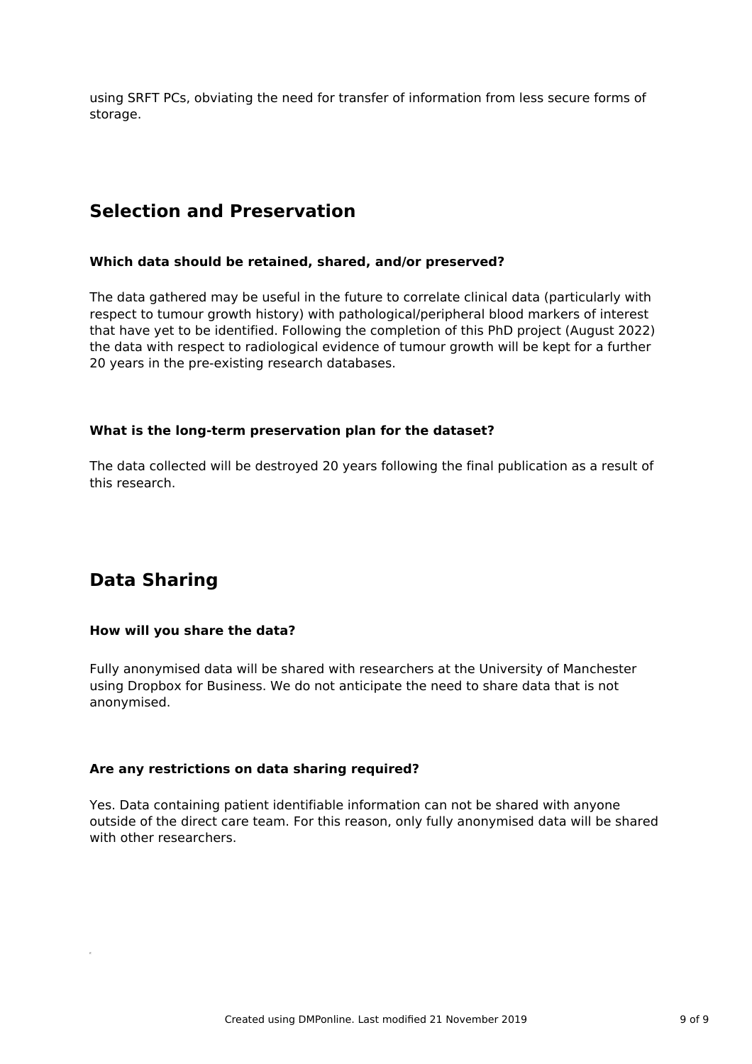using SRFT PCs, obviating the need for transfer of information from less secure forms of storage.

## Selection and Preservation

**Which data should be retained, shared, and/or preserved?**

The data gathered may be useful in the future to correlate clinical data (particularly with respect to tumour growth history) with pathological/peripheral blood markers of interest that have yet to be identified. Following the completion of this PhD project (August 2022) the data with respect to radiological evidence of tumour growth will be kept for a further 20 years in the pre-existing research databases.

**What is the long-term preservation plan for the dataset?**

The data collected will be destroyed 20 years following the final publication as a result of this research.

## Data Sharing

**How will you share the data?**

Fully anonymised data will be shared with researchers at the University of Manchester using Dropbox for Business. We do not anticipate the need to share data that is not anonymised.

**Are any restrictions on data sharing required?**

Yes. Data containing patient identifiable information can not be shared with anyone outside of the direct care team. For this reason, only fully anonymised data will be shared with other researchers.